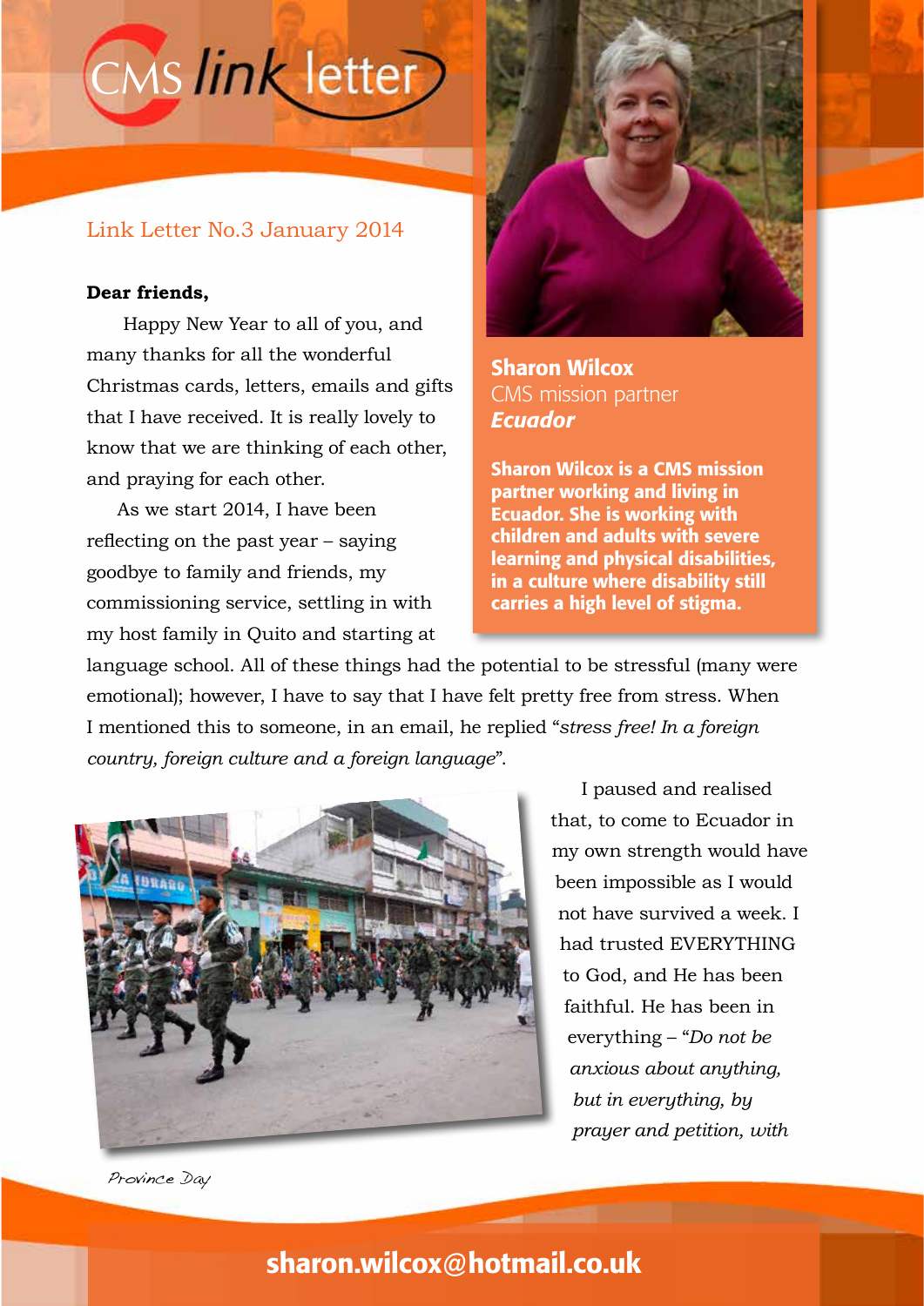# CMS link letter

Link Letter No.3 January 2014

**Sharon Wilcox**
CMS mission partner
***Ecuador***

**Sharon Wilcox is a CMS mission partner working and living in Ecuador. She is working with children and adults with severe learning and physical disabilities, in a culture where disability still carries a high level of stigma.**

**Dear friends,**

Happy New Year to all of you, and many thanks for all the wonderful Christmas cards, letters, emails and gifts that I have received. It is really lovely to know that we are thinking of each other, and praying for each other.

As we start 2014, I have been reflecting on the past year – saying goodbye to family and friends, my commissioning service, settling in with my host family in Quito and starting at language school. All of these things had the potential to be stressful (many were emotional); however, I have to say that I have felt pretty free from stress. When I mentioned this to someone, in an email, he replied "*stress free! In a foreign country, foreign culture and a foreign language*".

Province Day

I paused and realised that, to come to Ecuador in my own strength would have been impossible as I would not have survived a week. I had trusted EVERYTHING to God, and He has been faithful. He has been in everything – "*Do not be anxious about anything, but in everything, by prayer and petition, with*

**sharon.wilcox@hotmail.co.uk**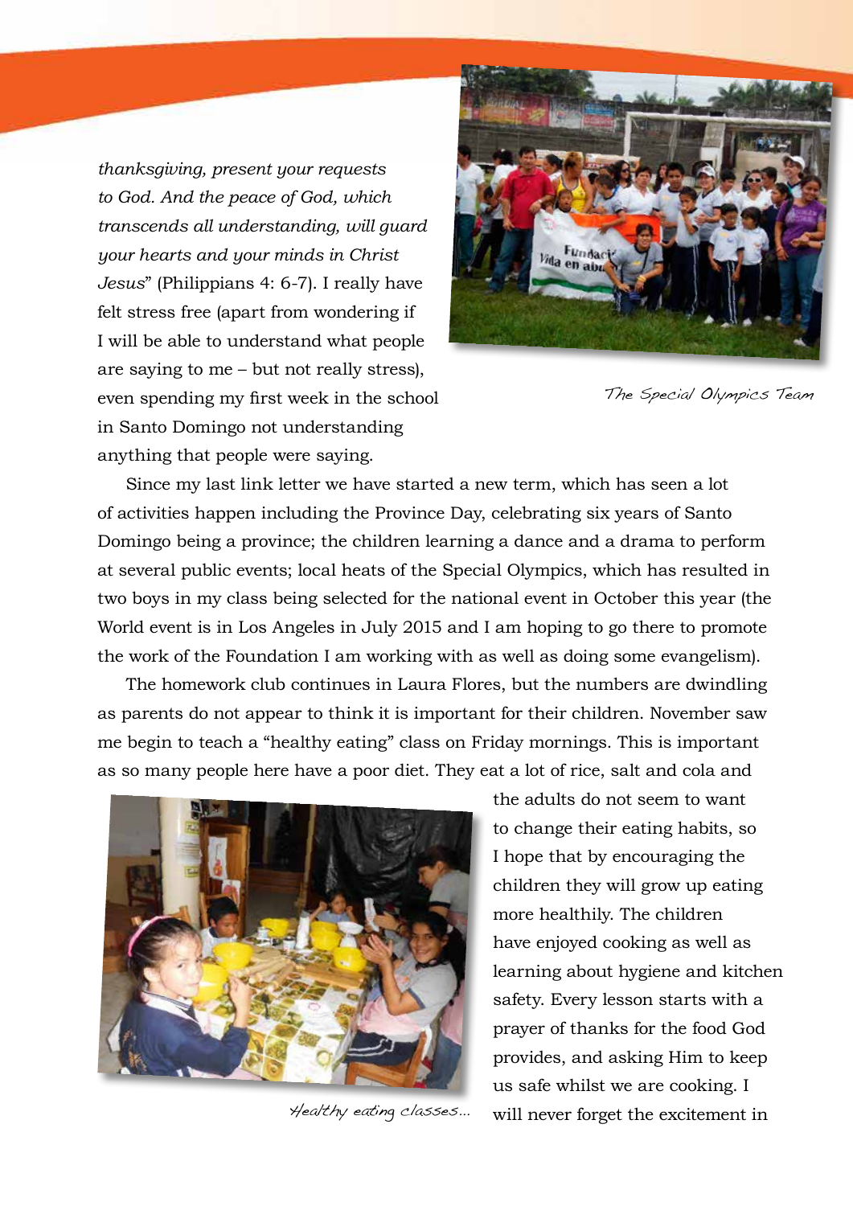*thanksgiving, present your requests to God. And the peace of God, which transcends all understanding, will guard your hearts and your minds in Christ Jesus*" (Philippians 4: 6-7). I really have felt stress free (apart from wondering if I will be able to understand what people are saying to me – but not really stress), even spending my first week in the school in Santo Domingo not understanding anything that people were saying.

The Special Olympics Team

Since my last link letter we have started a new term, which has seen a lot of activities happen including the Province Day, celebrating six years of Santo Domingo being a province; the children learning a dance and a drama to perform at several public events; local heats of the Special Olympics, which has resulted in two boys in my class being selected for the national event in October this year (the World event is in Los Angeles in July 2015 and I am hoping to go there to promote the work of the Foundation I am working with as well as doing some evangelism).

The homework club continues in Laura Flores, but the numbers are dwindling as parents do not appear to think it is important for their children. November saw me begin to teach a "healthy eating" class on Friday mornings. This is important as so many people here have a poor diet. They eat a lot of rice, salt and cola and the adults do not seem to want to change their eating habits, so I hope that by encouraging the children they will grow up eating more healthily. The children have enjoyed cooking as well as learning about hygiene and kitchen safety. Every lesson starts with a prayer of thanks for the food God provides, and asking Him to keep us safe whilst we are cooking. I will never forget the excitement in

Healthy eating classes...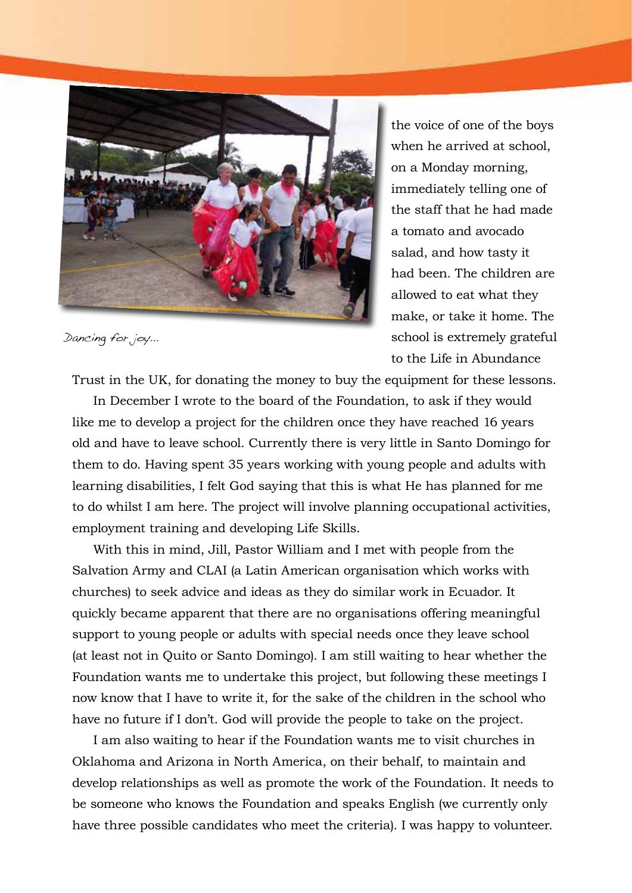Dancing for joy...

the voice of one of the boys when he arrived at school, on a Monday morning, immediately telling one of the staff that he had made a tomato and avocado salad, and how tasty it had been. The children are allowed to eat what they make, or take it home. The school is extremely grateful to the Life in Abundance Trust in the UK, for donating the money to buy the equipment for these lessons.

In December I wrote to the board of the Foundation, to ask if they would like me to develop a project for the children once they have reached 16 years old and have to leave school. Currently there is very little in Santo Domingo for them to do. Having spent 35 years working with young people and adults with learning disabilities, I felt God saying that this is what He has planned for me to do whilst I am here. The project will involve planning occupational activities, employment training and developing Life Skills.

With this in mind, Jill, Pastor William and I met with people from the Salvation Army and CLAI (a Latin American organisation which works with churches) to seek advice and ideas as they do similar work in Ecuador. It quickly became apparent that there are no organisations offering meaningful support to young people or adults with special needs once they leave school (at least not in Quito or Santo Domingo). I am still waiting to hear whether the Foundation wants me to undertake this project, but following these meetings I now know that I have to write it, for the sake of the children in the school who have no future if I don't. God will provide the people to take on the project.

I am also waiting to hear if the Foundation wants me to visit churches in Oklahoma and Arizona in North America, on their behalf, to maintain and develop relationships as well as promote the work of the Foundation. It needs to be someone who knows the Foundation and speaks English (we currently only have three possible candidates who meet the criteria). I was happy to volunteer.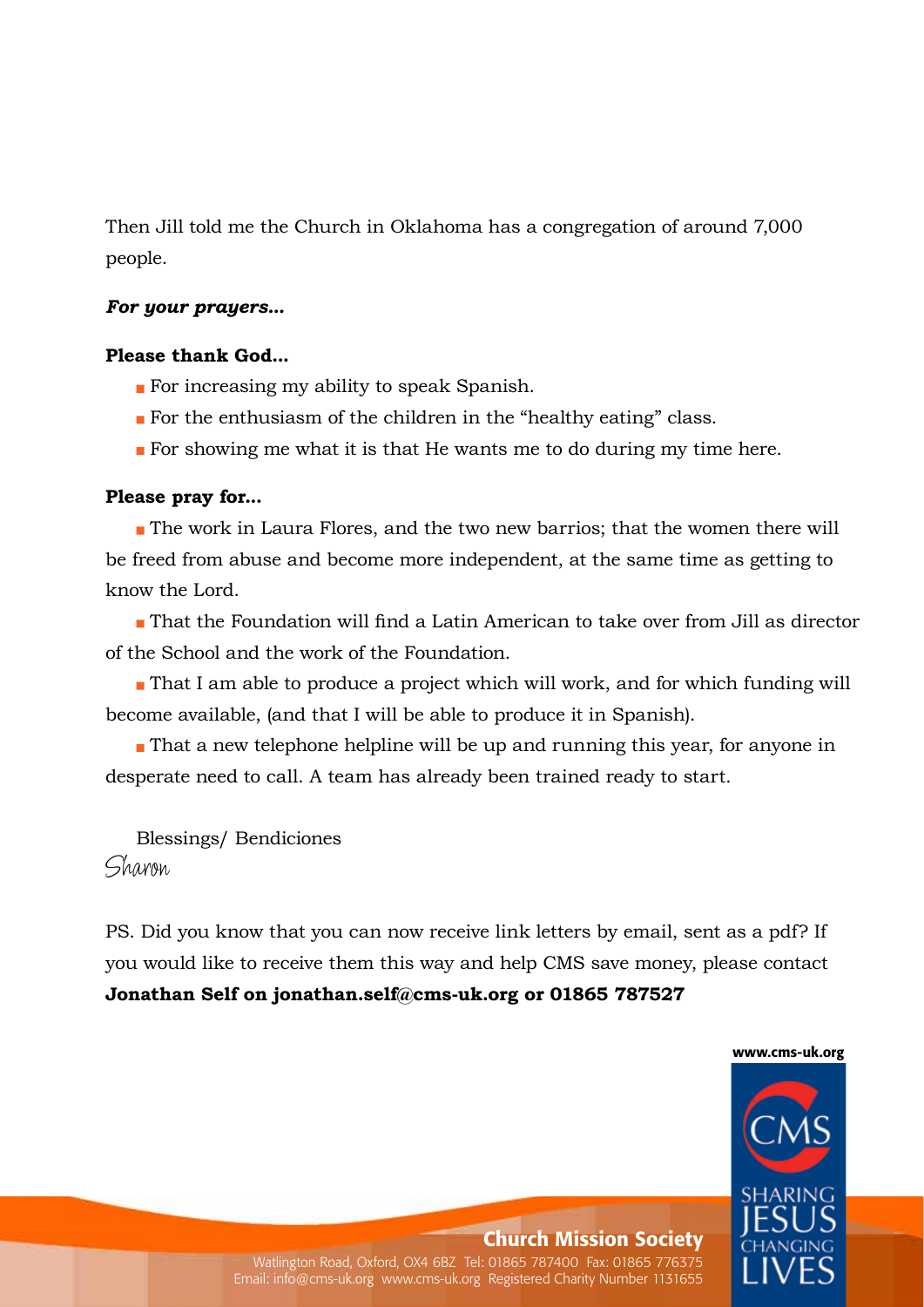Then Jill told me the Church in Oklahoma has a congregation of around 7,000 people.

***For your prayers...***

**Please thank God...**

- For increasing my ability to speak Spanish.
- For the enthusiasm of the children in the "healthy eating" class.
- For showing me what it is that He wants me to do during my time here.

**Please pray for...**

- The work in Laura Flores, and the two new barrios; that the women there will be freed from abuse and become more independent, at the same time as getting to know the Lord.
- That the Foundation will find a Latin American to take over from Jill as director of the School and the work of the Foundation.
- That I am able to produce a project which will work, and for which funding will become available, (and that I will be able to produce it in Spanish).
- That a new telephone helpline will be up and running this year, for anyone in desperate need to call. A team has already been trained ready to start.

Blessings/ Bendiciones

Sharon

PS. Did you know that you can now receive link letters by email, sent as a pdf? If you would like to receive them this way and help CMS save money, please contact **Jonathan Self on jonathan.self@cms-uk.org or 01865 787527**

www.cms-uk.org

CMS SHARING JESUS CHANGING LIVES

**Church Mission Society**

Watlington Road, Oxford, OX4 6BZ Tel: 01865 787400 Fax: 01865 776375
Email: info@cms-uk.org www.cms-uk.org Registered Charity Number 1131655